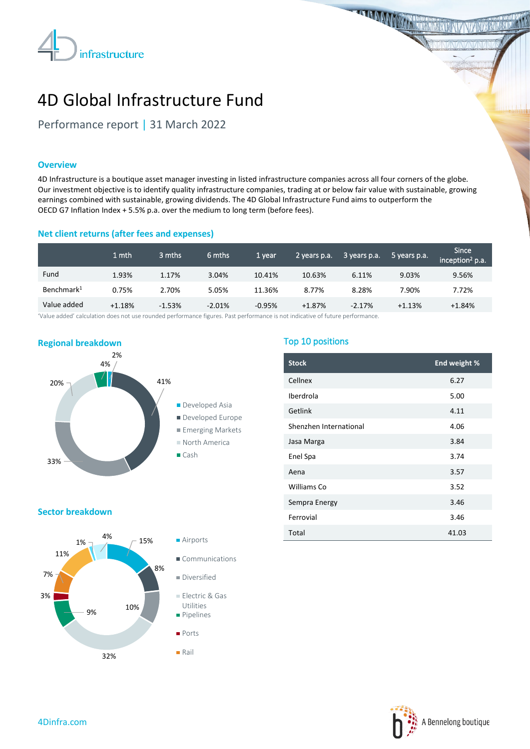# 4D Global Infrastructure Fund

Performance report | 31 March 2022

## Overview

4D Infrastructure is a boutique asset manager investing in listed infrastructure companies across all four corners of the globe. Our investment objective is to identify quality infrastructure companies, trading at or below fair value with sustainable, growing earnings combined with sustainable, growing dividends. The 4D Global Infrastructure Fund aims to outperform the OECD G7 Inflation Index + 5.5% p.a. over the medium to long term (before fees).

## Net client returns (after fees and expenses)

| | 1 mth | 3 mths | 6 mths | 1 year | 2 years p.a. | 3 years p.a. | 5 years p.a. | Since inception[2] p.a. |
|---|---|---|---|---|---|---|---|---|
| Fund | 1.93% | 1.17% | 3.04% | 10.41% | 10.63% | 6.11% | 9.03% | 9.56% |
| Benchmark[1] | 0.75% | 2.70% | 5.05% | 11.36% | 8.77% | 8.28% | 7.90% | 7.72% |
| Value added | +1.18% | -1.53% | -2.01% | -0.95% | +1.87% | -2.17% | +1.13% | +1.84% |

'Value added' calculation does not use rounded performance figures. Past performance is not indicative of future performance.

## Regional breakdown

| Region | Weight |
|---|---|
| Developed Asia | 2% |
| Developed Europe | 41% |
| Emerging Markets | 33% |
| North America | 20% |
| Cash | 4% |

## Sector breakdown

- Airports 15%
- Communications 8%
- Diversified 10%
- Electric & Gas Utilities 32%
- Pipelines 9%
- Ports 3%
- Rail 7%
- 11%
- 1%
- 4%

## Top 10 positions

| Stock | End weight % |
|---|---|
| Cellnex | 6.27 |
| Iberdrola | 5.00 |
| Getlink | 4.11 |
| Shenzhen International | 4.06 |
| Jasa Marga | 3.84 |
| Enel Spa | 3.74 |
| Aena | 3.57 |
| Williams Co | 3.52 |
| Sempra Energy | 3.46 |
| Ferrovial | 3.46 |
| Total | 41.03 |

4Dinfra.com

A Bennelong boutique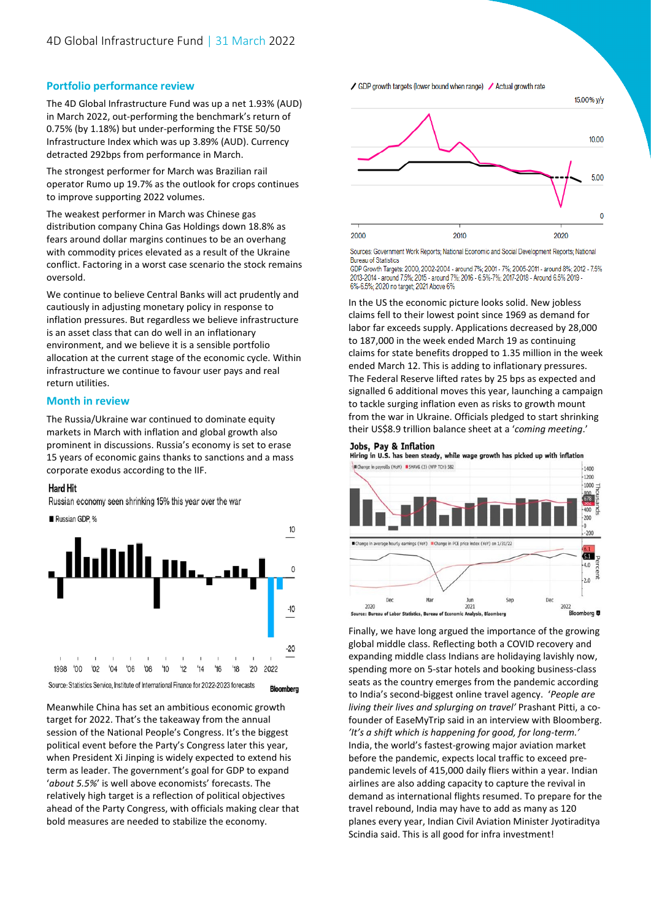## Portfolio performance review

The 4D Global Infrastructure Fund was up a net 1.93% (AUD) in March 2022, out-performing the benchmark's return of 0.75% (by 1.18%) but under-performing the FTSE 50/50 Infrastructure Index which was up 3.89% (AUD). Currency detracted 292bps from performance in March.

The strongest performer for March was Brazilian rail operator Rumo up 19.7% as the outlook for crops continues to improve supporting 2022 volumes.

The weakest performer in March was Chinese gas distribution company China Gas Holdings down 18.8% as fears around dollar margins continues to be an overhang with commodity prices elevated as a result of the Ukraine conflict. Factoring in a worst case scenario the stock remains oversold.

We continue to believe Central Banks will act prudently and cautiously in adjusting monetary policy in response to inflation pressures. But regardless we believe infrastructure is an asset class that can do well in an inflationary environment, and we believe it is a sensible portfolio allocation at the current stage of the economic cycle. Within infrastructure we continue to favour user pays and real return utilities.

## Month in review

The Russia/Ukraine war continued to dominate equity markets in March with inflation and global growth also prominent in discussions. Russia's economy is set to erase 15 years of economic gains thanks to sanctions and a mass corporate exodus according to the IIF.

**Hard Hit**

Russian economy seen shrinking 15% this year over the war

Source: Statistics Service, Institute of International Finance for 2022-2023 forecasts — Bloomberg

Meanwhile China has set an ambitious economic growth target for 2022. That's the takeaway from the annual session of the National People's Congress. It's the biggest political event before the Party's Congress later this year, when President Xi Jinping is widely expected to extend his term as leader. The government's goal for GDP to expand '*about 5.5%*' is well above economists' forecasts. The relatively high target is a reflection of political objectives ahead of the Party Congress, with officials making clear that bold measures are needed to stabilize the economy.

Sources: Government Work Reports; National Economic and Social Development Reports; National Bureau of Statistics

GDP Growth Targets: 2000, 2002-2004 - around 7%; 2001 - 7%; 2005-2011 - around 8%; 2012 - 7.5% 2013-2014 - around 7.5%; 2015 - around 7%; 2016 - 6.5%-7%; 2017-2018 - Around 6.5% 2019 - 6%-6.5%; 2020 no target; 2021 Above 6%

In the US the economic picture looks solid. New jobless claims fell to their lowest point since 1969 as demand for labor far exceeds supply. Applications decreased by 28,000 to 187,000 in the week ended March 19 as continuing claims for state benefits dropped to 1.35 million in the week ended March 12. This is adding to inflationary pressures. The Federal Reserve lifted rates by 25 bps as expected and signalled 6 additional moves this year, launching a campaign to tackle surging inflation even as risks to growth mount from the war in Ukraine. Officials pledged to start shrinking their US$8.9 trillion balance sheet at a '*coming meeting*.'

**Jobs, Pay & Inflation**

Hiring in U.S. has been steady, while wage growth has picked up with inflation

Source: Bureau of Labor Statistics, Bureau of Economic Analysis, Bloomberg

Finally, we have long argued the importance of the growing global middle class. Reflecting both a COVID recovery and expanding middle class Indians are holidaying lavishly now, spending more on 5-star hotels and booking business-class seats as the country emerges from the pandemic according to India's second-biggest online travel agency. '*People are living their lives and splurging on travel*' Prashant Pitti, a co-founder of EaseMyTrip said in an interview with Bloomberg. '*It's a shift which is happening for good, for long-term.*' India, the world's fastest-growing major aviation market before the pandemic, expects local traffic to exceed pre-pandemic levels of 415,000 daily fliers within a year. Indian airlines are also adding capacity to capture the revival in demand as international flights resumed. To prepare for the travel rebound, India may have to add as many as 120 planes every year, Indian Civil Aviation Minister Jyotiraditya Scindia said. This is all good for infra investment!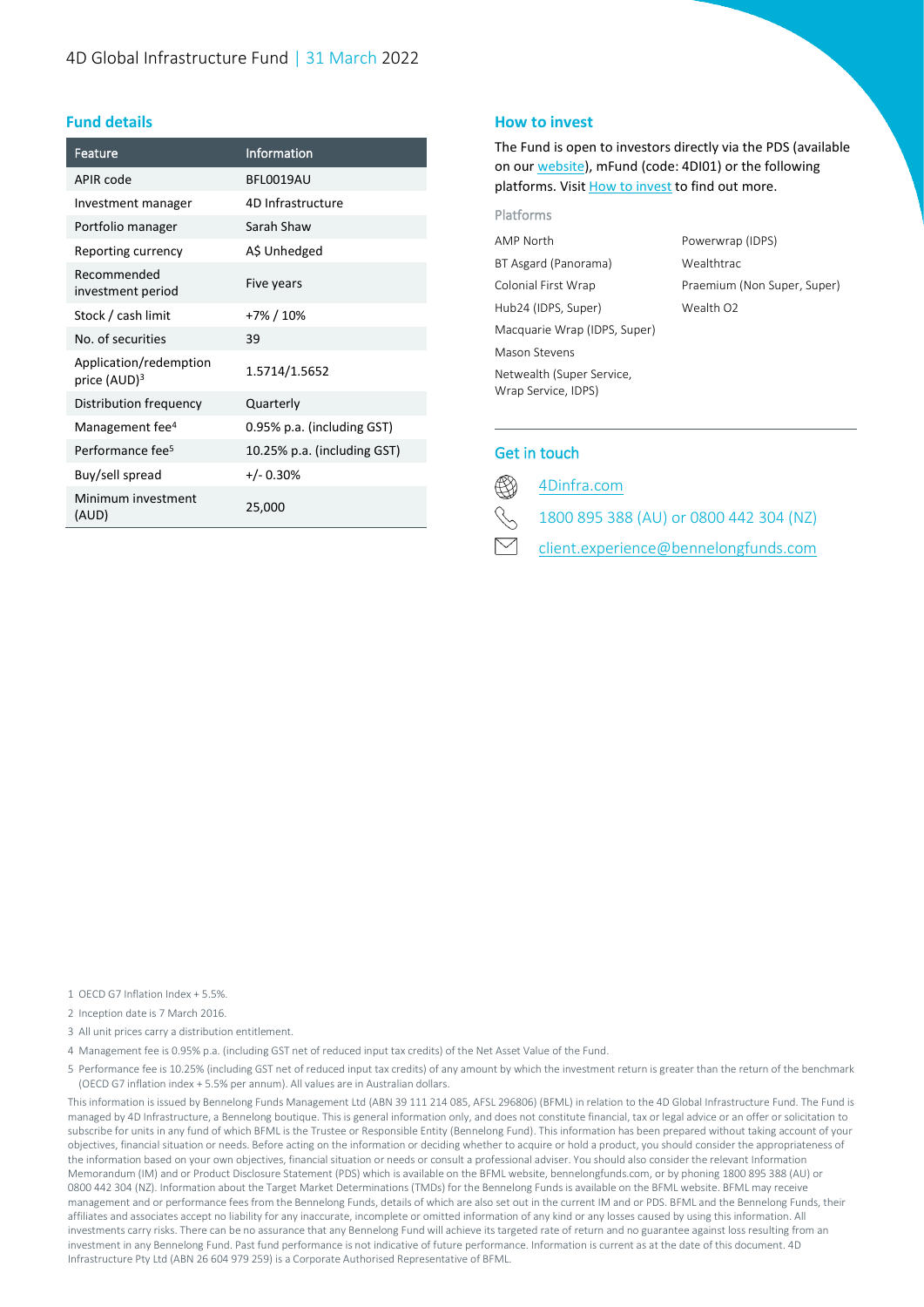## Fund details

| Feature | Information |
|---|---|
| APIR code | BFL0019AU |
| Investment manager | 4D Infrastructure |
| Portfolio manager | Sarah Shaw |
| Reporting currency | A$ Unhedged |
| Recommended investment period | Five years |
| Stock / cash limit | +7% / 10% |
| No. of securities | 39 |
| Application/redemption price (AUD)[3] | 1.5714/1.5652 |
| Distribution frequency | Quarterly |
| Management fee[4] | 0.95% p.a. (including GST) |
| Performance fee[5] | 10.25% p.a. (including GST) |
| Buy/sell spread | +/- 0.30% |
| Minimum investment (AUD) | 25,000 |

## How to invest

The Fund is open to investors directly via the PDS (available on our website), mFund (code: 4DI01) or the following platforms. Visit How to invest to find out more.

Platforms

- AMP North
- BT Asgard (Panorama)
- Colonial First Wrap
- Hub24 (IDPS, Super)
- Macquarie Wrap (IDPS, Super)
- Mason Stevens
- Netwealth (Super Service, Wrap Service, IDPS)
- Powerwrap (IDPS)
- Wealthtrac
- Praemium (Non Super, Super)
- Wealth O2

## Get in touch

4Dinfra.com

1800 895 388 (AU) or 0800 442 304 (NZ)

client.experience@bennelongfunds.com

1 OECD G7 Inflation Index + 5.5%.

2 Inception date is 7 March 2016.

3 All unit prices carry a distribution entitlement.

4 Management fee is 0.95% p.a. (including GST net of reduced input tax credits) of the Net Asset Value of the Fund.

5 Performance fee is 10.25% (including GST net of reduced input tax credits) of any amount by which the investment return is greater than the return of the benchmark (OECD G7 inflation index + 5.5% per annum). All values are in Australian dollars.

This information is issued by Bennelong Funds Management Ltd (ABN 39 111 214 085, AFSL 296806) (BFML) in relation to the 4D Global Infrastructure Fund. The Fund is managed by 4D Infrastructure, a Bennelong boutique. This is general information only, and does not constitute financial, tax or legal advice or an offer or solicitation to subscribe for units in any fund of which BFML is the Trustee or Responsible Entity (Bennelong Fund). This information has been prepared without taking account of your objectives, financial situation or needs. Before acting on the information or deciding whether to acquire or hold a product, you should consider the appropriateness of the information based on your own objectives, financial situation or needs or consult a professional adviser. You should also consider the relevant Information Memorandum (IM) and or Product Disclosure Statement (PDS) which is available on the BFML website, bennelongfunds.com, or by phoning 1800 895 388 (AU) or 0800 442 304 (NZ). Information about the Target Market Determinations (TMDs) for the Bennelong Funds is available on the BFML website. BFML may receive management and or performance fees from the Bennelong Funds, details of which are also set out in the current IM and or PDS. BFML and the Bennelong Funds, their affiliates and associates accept no liability for any inaccurate, incomplete or omitted information of any kind or any losses caused by using this information. All investments carry risks. There can be no assurance that any Bennelong Fund will achieve its targeted rate of return and no guarantee against loss resulting from an investment in any Bennelong Fund. Past fund performance is not indicative of future performance. Information is current as at the date of this document. 4D Infrastructure Pty Ltd (ABN 26 604 979 259) is a Corporate Authorised Representative of BFML.